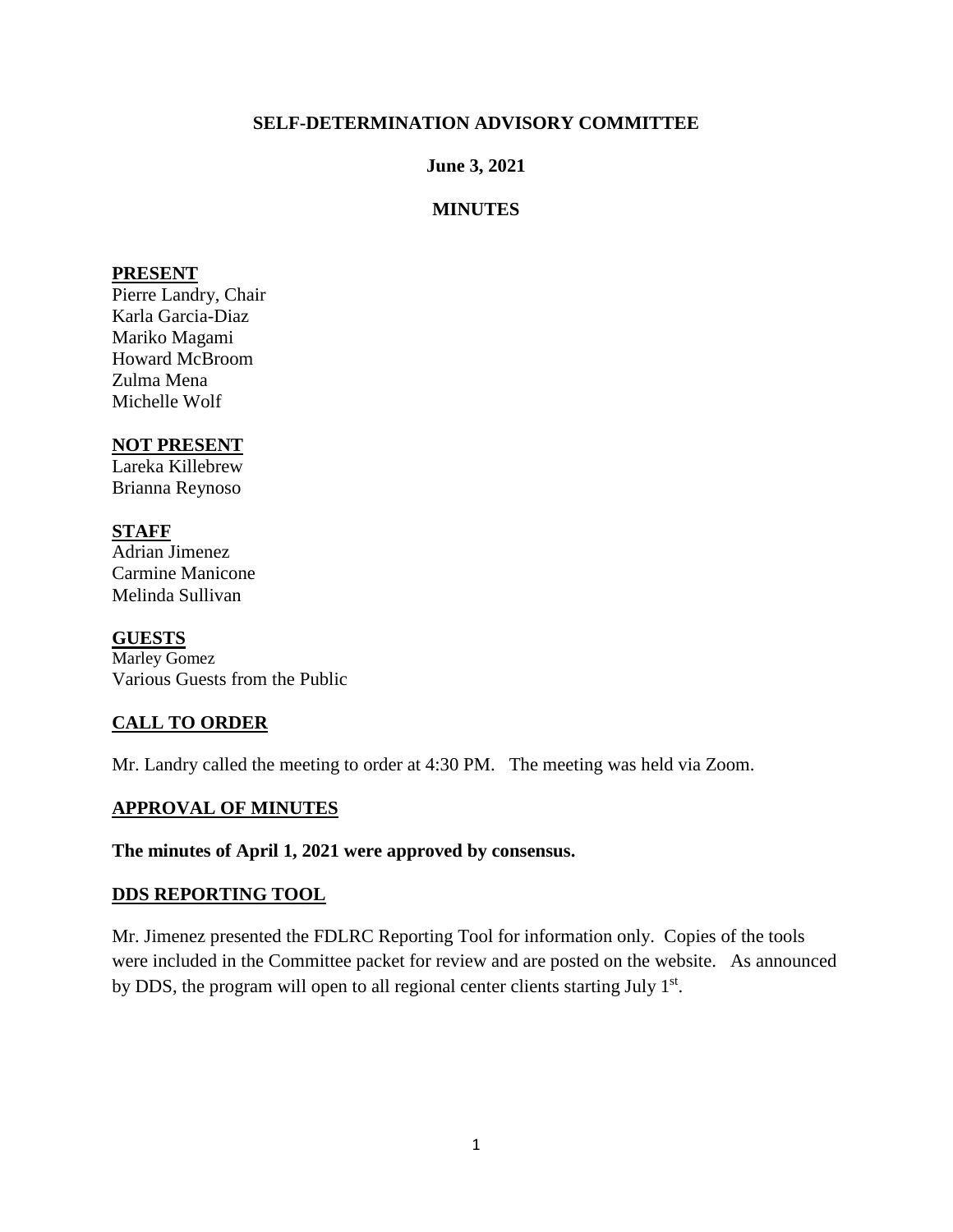**SELF-DETERMINATION ADVISORY COMMITTEE**

**June 3, 2021**

**MINUTES**

**PRESENT**

Pierre Landry, Chair
Karla Garcia-Diaz
Mariko Magami
Howard McBroom
Zulma Mena
Michelle Wolf

**NOT PRESENT**

Lareka Killebrew
Brianna Reynoso

**STAFF**

Adrian Jimenez
Carmine Manicone
Melinda Sullivan

**GUESTS**

Marley Gomez
Various Guests from the Public

**CALL TO ORDER**

Mr. Landry called the meeting to order at 4:30 PM. The meeting was held via Zoom.

**APPROVAL OF MINUTES**

**The minutes of April 1, 2021 were approved by consensus.**

**DDS REPORTING TOOL**

Mr. Jimenez presented the FDLRC Reporting Tool for information only. Copies of the tools were included in the Committee packet for review and are posted on the website. As announced by DDS, the program will open to all regional center clients starting July 1st.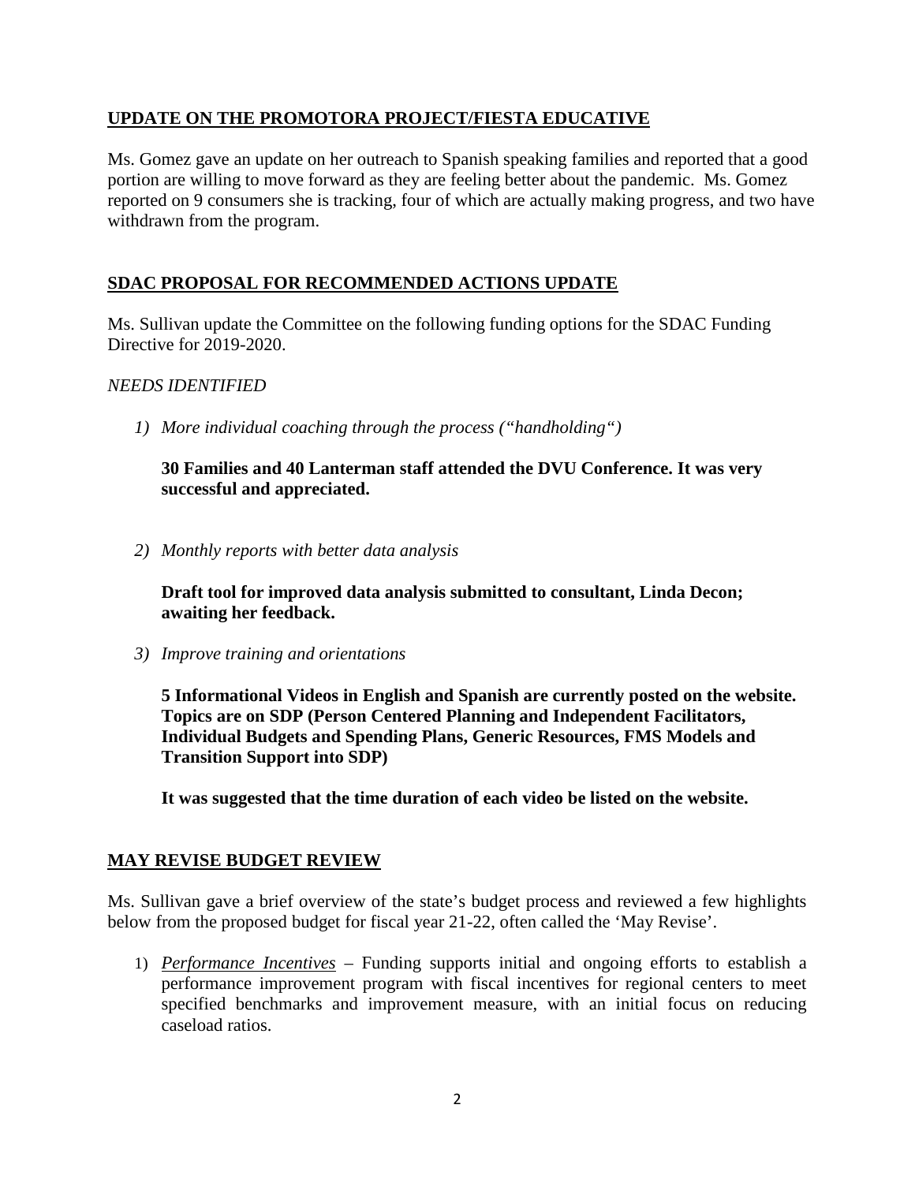## UPDATE ON THE PROMOTORA PROJECT/FIESTA EDUCATIVE

Ms. Gomez gave an update on her outreach to Spanish speaking families and reported that a good portion are willing to move forward as they are feeling better about the pandemic. Ms. Gomez reported on 9 consumers she is tracking, four of which are actually making progress, and two have withdrawn from the program.

## SDAC PROPOSAL FOR RECOMMENDED ACTIONS UPDATE

Ms. Sullivan update the Committee on the following funding options for the SDAC Funding Directive for 2019-2020.

*NEEDS IDENTIFIED*

1) *More individual coaching through the process ("handholding")*

   **30 Families and 40 Lanterman staff attended the DVU Conference. It was very successful and appreciated.**

2) *Monthly reports with better data analysis*

   **Draft tool for improved data analysis submitted to consultant, Linda Decon; awaiting her feedback.**

3) *Improve training and orientations*

   **5 Informational Videos in English and Spanish are currently posted on the website. Topics are on SDP (Person Centered Planning and Independent Facilitators, Individual Budgets and Spending Plans, Generic Resources, FMS Models and Transition Support into SDP)**

   **It was suggested that the time duration of each video be listed on the website.**

## MAY REVISE BUDGET REVIEW

Ms. Sullivan gave a brief overview of the state's budget process and reviewed a few highlights below from the proposed budget for fiscal year 21-22, often called the 'May Revise'.

1) *Performance Incentives* – Funding supports initial and ongoing efforts to establish a performance improvement program with fiscal incentives for regional centers to meet specified benchmarks and improvement measure, with an initial focus on reducing caseload ratios.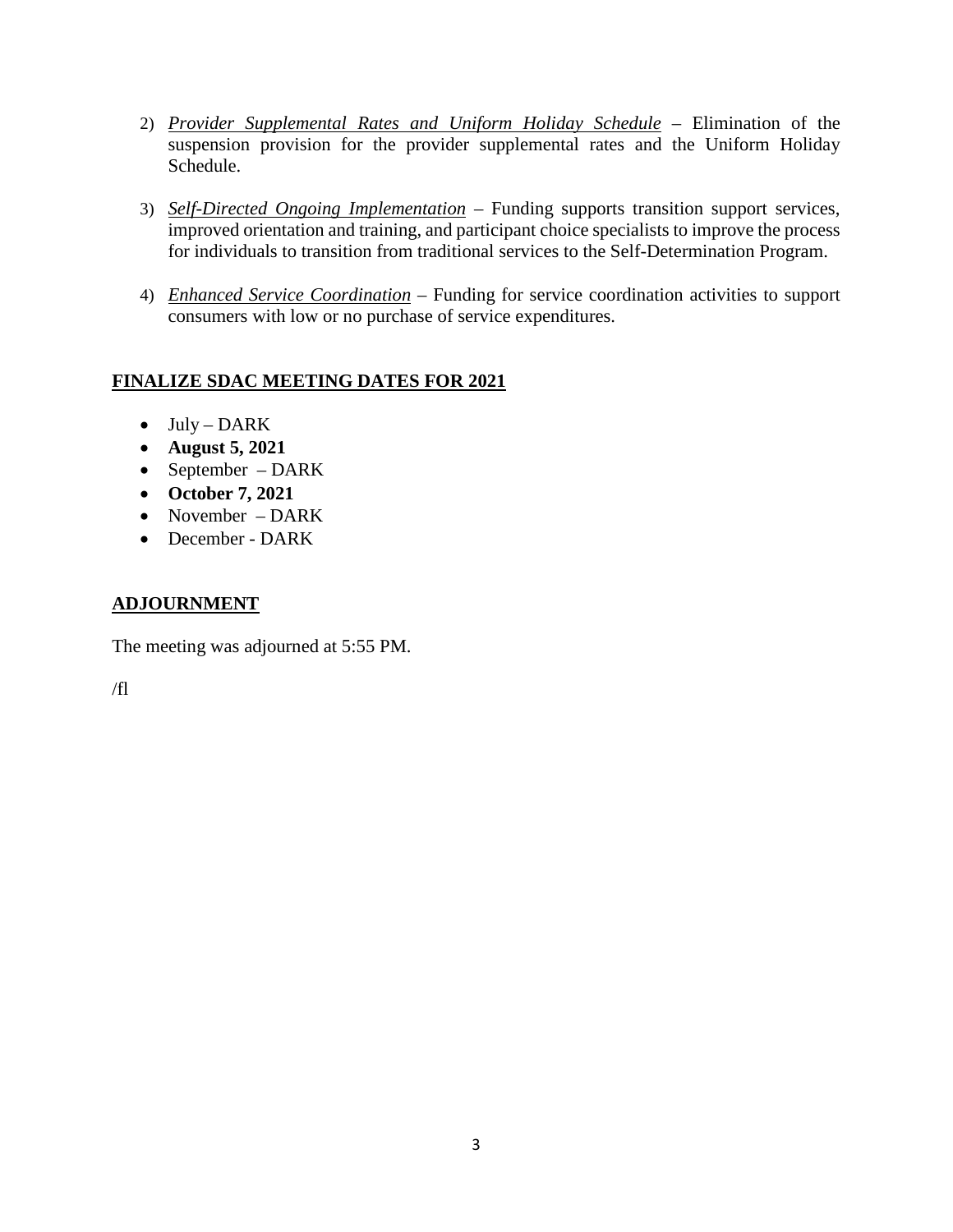2) *Provider Supplemental Rates and Uniform Holiday Schedule* – Elimination of the suspension provision for the provider supplemental rates and the Uniform Holiday Schedule.

3) *Self-Directed Ongoing Implementation* – Funding supports transition support services, improved orientation and training, and participant choice specialists to improve the process for individuals to transition from traditional services to the Self-Determination Program.

4) *Enhanced Service Coordination* – Funding for service coordination activities to support consumers with low or no purchase of service expenditures.

## FINALIZE SDAC MEETING DATES FOR 2021

- July – DARK
- **August 5, 2021**
- September – DARK
- **October 7, 2021**
- November – DARK
- December - DARK

## ADJOURNMENT

The meeting was adjourned at 5:55 PM.

/fl